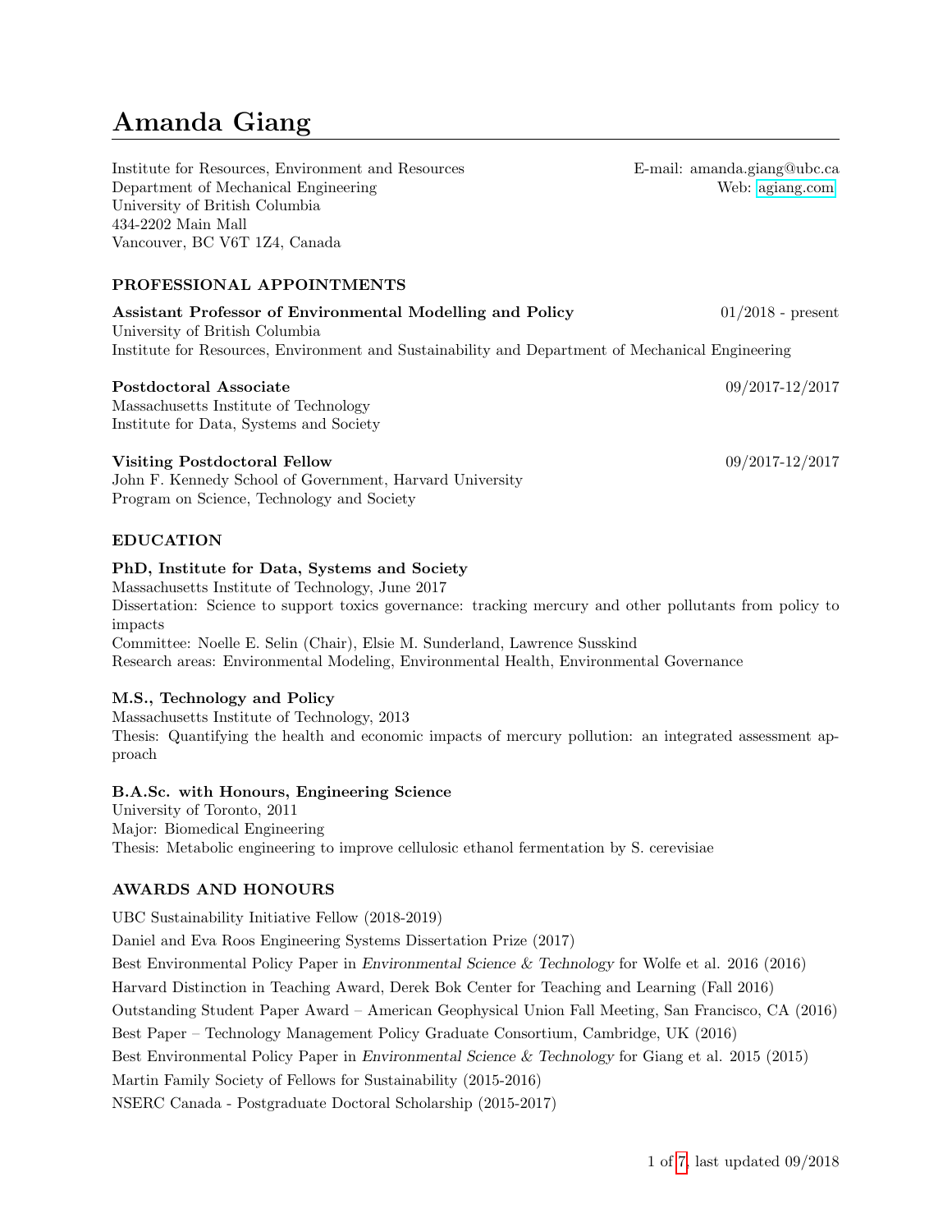# Amanda Giang

Institute for Resources, Environment and Resources
Department of Mechanical Engineering
University of British Columbia
434-2202 Main Mall
Vancouver, BC V6T 1Z4, Canada

E-mail: amanda.giang@ubc.ca
Web: agiang.com

## PROFESSIONAL APPOINTMENTS

**Assistant Professor of Environmental Modelling and Policy** 01/2018 - present
University of British Columbia
Institute for Resources, Environment and Sustainability and Department of Mechanical Engineering

**Postdoctoral Associate** 09/2017-12/2017
Massachusetts Institute of Technology
Institute for Data, Systems and Society

**Visiting Postdoctoral Fellow** 09/2017-12/2017
John F. Kennedy School of Government, Harvard University
Program on Science, Technology and Society

## EDUCATION

**PhD, Institute for Data, Systems and Society**
Massachusetts Institute of Technology, June 2017
Dissertation: Science to support toxics governance: tracking mercury and other pollutants from policy to impacts
Committee: Noelle E. Selin (Chair), Elsie M. Sunderland, Lawrence Susskind
Research areas: Environmental Modeling, Environmental Health, Environmental Governance

**M.S., Technology and Policy**
Massachusetts Institute of Technology, 2013
Thesis: Quantifying the health and economic impacts of mercury pollution: an integrated assessment approach

**B.A.Sc. with Honours, Engineering Science**
University of Toronto, 2011
Major: Biomedical Engineering
Thesis: Metabolic engineering to improve cellulosic ethanol fermentation by S. cerevisiae

## AWARDS AND HONOURS

UBC Sustainability Initiative Fellow (2018-2019)

Daniel and Eva Roos Engineering Systems Dissertation Prize (2017)

Best Environmental Policy Paper in *Environmental Science & Technology* for Wolfe et al. 2016 (2016)

Harvard Distinction in Teaching Award, Derek Bok Center for Teaching and Learning (Fall 2016)

Outstanding Student Paper Award – American Geophysical Union Fall Meeting, San Francisco, CA (2016)

Best Paper – Technology Management Policy Graduate Consortium, Cambridge, UK (2016)

Best Environmental Policy Paper in *Environmental Science & Technology* for Giang et al. 2015 (2015)

Martin Family Society of Fellows for Sustainability (2015-2016)

NSERC Canada - Postgraduate Doctoral Scholarship (2015-2017)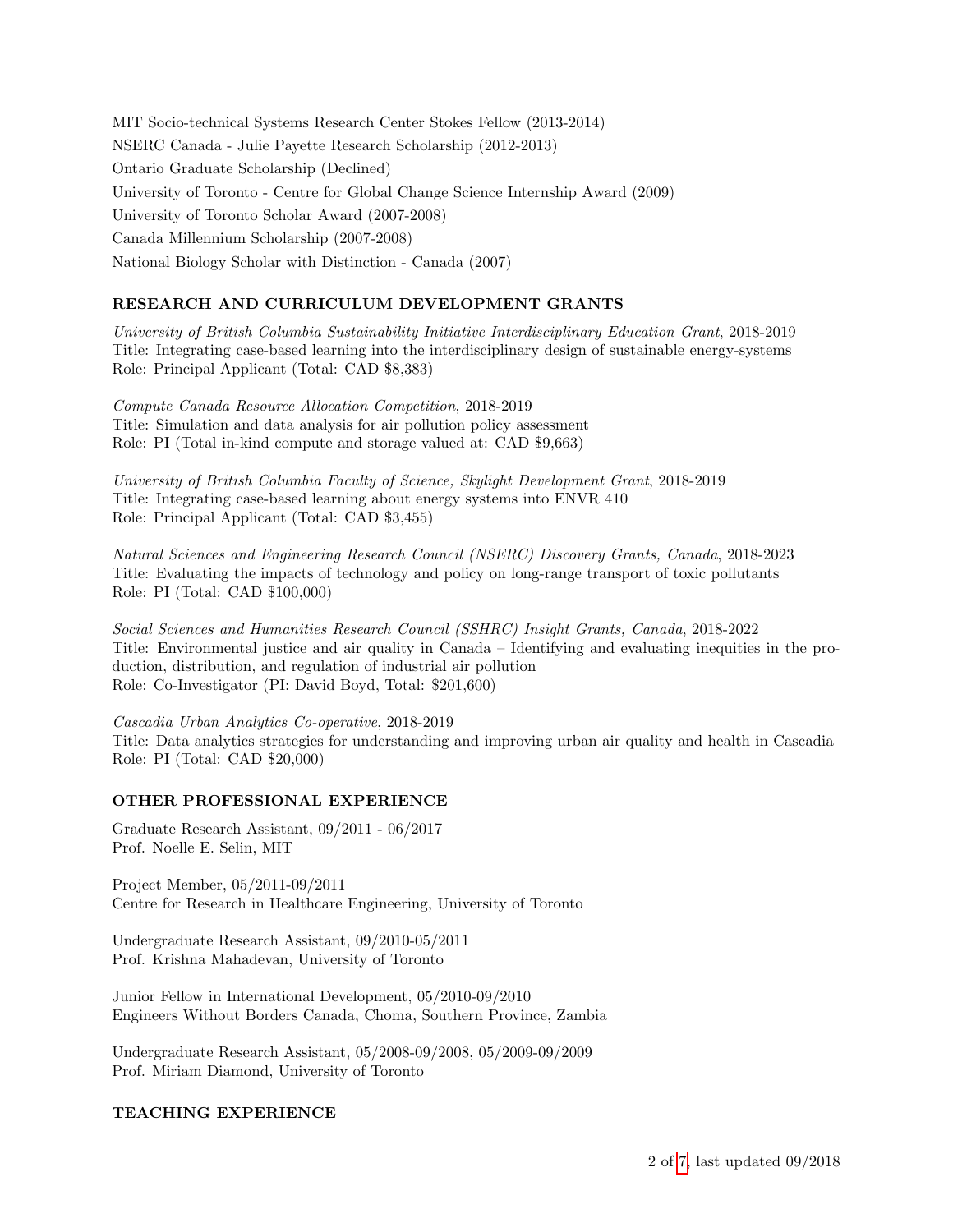MIT Socio-technical Systems Research Center Stokes Fellow (2013-2014)

NSERC Canada - Julie Payette Research Scholarship (2012-2013)

Ontario Graduate Scholarship (Declined)

University of Toronto - Centre for Global Change Science Internship Award (2009)

University of Toronto Scholar Award (2007-2008)

Canada Millennium Scholarship (2007-2008)

National Biology Scholar with Distinction - Canada (2007)

## RESEARCH AND CURRICULUM DEVELOPMENT GRANTS

*University of British Columbia Sustainability Initiative Interdisciplinary Education Grant*, 2018-2019
Title: Integrating case-based learning into the interdisciplinary design of sustainable energy-systems
Role: Principal Applicant (Total: CAD $8,383)

*Compute Canada Resource Allocation Competition*, 2018-2019
Title: Simulation and data analysis for air pollution policy assessment
Role: PI (Total in-kind compute and storage valued at: CAD $9,663)

*University of British Columbia Faculty of Science, Skylight Development Grant*, 2018-2019
Title: Integrating case-based learning about energy systems into ENVR 410
Role: Principal Applicant (Total: CAD $3,455)

*Natural Sciences and Engineering Research Council (NSERC) Discovery Grants, Canada*, 2018-2023
Title: Evaluating the impacts of technology and policy on long-range transport of toxic pollutants
Role: PI (Total: CAD $100,000)

*Social Sciences and Humanities Research Council (SSHRC) Insight Grants, Canada*, 2018-2022
Title: Environmental justice and air quality in Canada – Identifying and evaluating inequities in the production, distribution, and regulation of industrial air pollution
Role: Co-Investigator (PI: David Boyd, Total: $201,600)

*Cascadia Urban Analytics Co-operative*, 2018-2019
Title: Data analytics strategies for understanding and improving urban air quality and health in Cascadia
Role: PI (Total: CAD $20,000)

## OTHER PROFESSIONAL EXPERIENCE

Graduate Research Assistant, 09/2011 - 06/2017
Prof. Noelle E. Selin, MIT

Project Member, 05/2011-09/2011
Centre for Research in Healthcare Engineering, University of Toronto

Undergraduate Research Assistant, 09/2010-05/2011
Prof. Krishna Mahadevan, University of Toronto

Junior Fellow in International Development, 05/2010-09/2010
Engineers Without Borders Canada, Choma, Southern Province, Zambia

Undergraduate Research Assistant, 05/2008-09/2008, 05/2009-09/2009
Prof. Miriam Diamond, University of Toronto

## TEACHING EXPERIENCE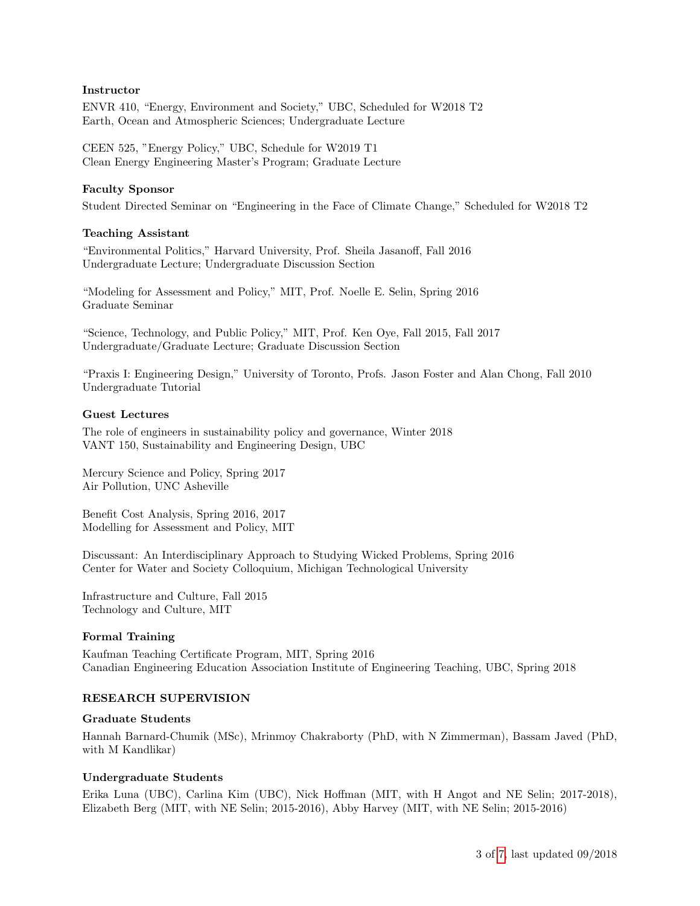### Instructor

ENVR 410, "Energy, Environment and Society," UBC, Scheduled for W2018 T2
Earth, Ocean and Atmospheric Sciences; Undergraduate Lecture

CEEN 525, "Energy Policy," UBC, Schedule for W2019 T1
Clean Energy Engineering Master's Program; Graduate Lecture

### Faculty Sponsor

Student Directed Seminar on "Engineering in the Face of Climate Change," Scheduled for W2018 T2

### Teaching Assistant

"Environmental Politics," Harvard University, Prof. Sheila Jasanoff, Fall 2016
Undergraduate Lecture; Undergraduate Discussion Section

"Modeling for Assessment and Policy," MIT, Prof. Noelle E. Selin, Spring 2016
Graduate Seminar

"Science, Technology, and Public Policy," MIT, Prof. Ken Oye, Fall 2015, Fall 2017
Undergraduate/Graduate Lecture; Graduate Discussion Section

"Praxis I: Engineering Design," University of Toronto, Profs. Jason Foster and Alan Chong, Fall 2010
Undergraduate Tutorial

### Guest Lectures

The role of engineers in sustainability policy and governance, Winter 2018
VANT 150, Sustainability and Engineering Design, UBC

Mercury Science and Policy, Spring 2017
Air Pollution, UNC Asheville

Benefit Cost Analysis, Spring 2016, 2017
Modelling for Assessment and Policy, MIT

Discussant: An Interdisciplinary Approach to Studying Wicked Problems, Spring 2016
Center for Water and Society Colloquium, Michigan Technological University

Infrastructure and Culture, Fall 2015
Technology and Culture, MIT

### Formal Training

Kaufman Teaching Certificate Program, MIT, Spring 2016
Canadian Engineering Education Association Institute of Engineering Teaching, UBC, Spring 2018

## RESEARCH SUPERVISION

### Graduate Students

Hannah Barnard-Chumik (MSc), Mrinmoy Chakraborty (PhD, with N Zimmerman), Bassam Javed (PhD, with M Kandlikar)

### Undergraduate Students

Erika Luna (UBC), Carlina Kim (UBC), Nick Hoffman (MIT, with H Angot and NE Selin; 2017-2018), Elizabeth Berg (MIT, with NE Selin; 2015-2016), Abby Harvey (MIT, with NE Selin; 2015-2016)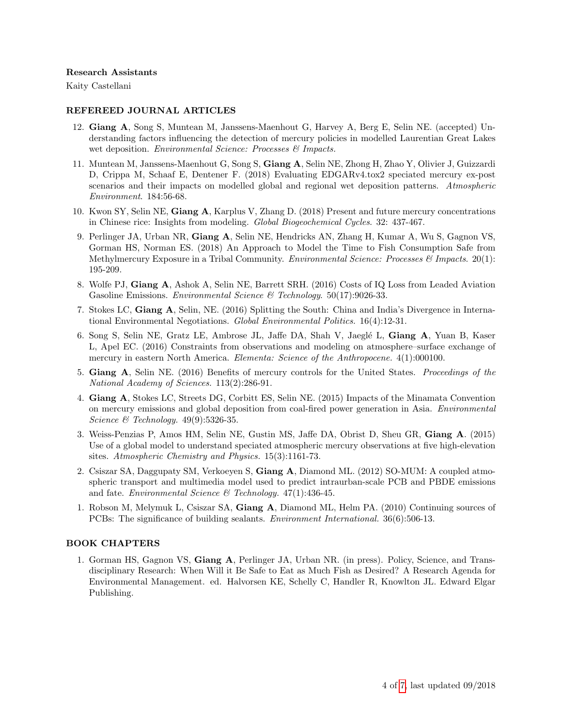**Research Assistants**

Kaity Castellani

## REFEREED JOURNAL ARTICLES

12. **Giang A**, Song S, Muntean M, Janssens-Maenhout G, Harvey A, Berg E, Selin NE. (accepted) Understanding factors influencing the detection of mercury policies in modelled Laurentian Great Lakes wet deposition. *Environmental Science: Processes & Impacts.*
11. Muntean M, Janssens-Maenhout G, Song S, **Giang A**, Selin NE, Zhong H, Zhao Y, Olivier J, Guizzardi D, Crippa M, Schaaf E, Dentener F. (2018) Evaluating EDGARv4.tox2 speciated mercury ex-post scenarios and their impacts on modelled global and regional wet deposition patterns. *Atmospheric Environment*. 184:56-68.
10. Kwon SY, Selin NE, **Giang A**, Karplus V, Zhang D. (2018) Present and future mercury concentrations in Chinese rice: Insights from modeling. *Global Biogeochemical Cycles*. 32: 437-467.
9. Perlinger JA, Urban NR, **Giang A**, Selin NE, Hendricks AN, Zhang H, Kumar A, Wu S, Gagnon VS, Gorman HS, Norman ES. (2018) An Approach to Model the Time to Fish Consumption Safe from Methylmercury Exposure in a Tribal Community. *Environmental Science: Processes & Impacts*. 20(1): 195-209.
8. Wolfe PJ, **Giang A**, Ashok A, Selin NE, Barrett SRH. (2016) Costs of IQ Loss from Leaded Aviation Gasoline Emissions. *Environmental Science & Technology*. 50(17):9026-33.
7. Stokes LC, **Giang A**, Selin, NE. (2016) Splitting the South: China and India's Divergence in International Environmental Negotiations. *Global Environmental Politics*. 16(4):12-31.
6. Song S, Selin NE, Gratz LE, Ambrose JL, Jaffe DA, Shah V, Jaeglé L, **Giang A**, Yuan B, Kaser L, Apel EC. (2016) Constraints from observations and modeling on atmosphere–surface exchange of mercury in eastern North America. *Elementa: Science of the Anthropocene.* 4(1):000100.
5. **Giang A**, Selin NE. (2016) Benefits of mercury controls for the United States. *Proceedings of the National Academy of Sciences*. 113(2):286-91.
4. **Giang A**, Stokes LC, Streets DG, Corbitt ES, Selin NE. (2015) Impacts of the Minamata Convention on mercury emissions and global deposition from coal-fired power generation in Asia. *Environmental Science & Technology.* 49(9):5326-35.
3. Weiss-Penzias P, Amos HM, Selin NE, Gustin MS, Jaffe DA, Obrist D, Sheu GR, **Giang A**. (2015) Use of a global model to understand speciated atmospheric mercury observations at five high-elevation sites. *Atmospheric Chemistry and Physics.* 15(3):1161-73.
2. Csiszar SA, Daggupaty SM, Verkoeyen S, **Giang A**, Diamond ML. (2012) SO-MUM: A coupled atmospheric transport and multimedia model used to predict intraurban-scale PCB and PBDE emissions and fate. *Environmental Science & Technology.* 47(1):436-45.
1. Robson M, Melymuk L, Csiszar SA, **Giang A**, Diamond ML, Helm PA. (2010) Continuing sources of PCBs: The significance of building sealants. *Environment International.* 36(6):506-13.

## BOOK CHAPTERS

1. Gorman HS, Gagnon VS, **Giang A**, Perlinger JA, Urban NR. (in press). Policy, Science, and Transdisciplinary Research: When Will it Be Safe to Eat as Much Fish as Desired? A Research Agenda for Environmental Management. ed. Halvorsen KE, Schelly C, Handler R, Knowlton JL. Edward Elgar Publishing.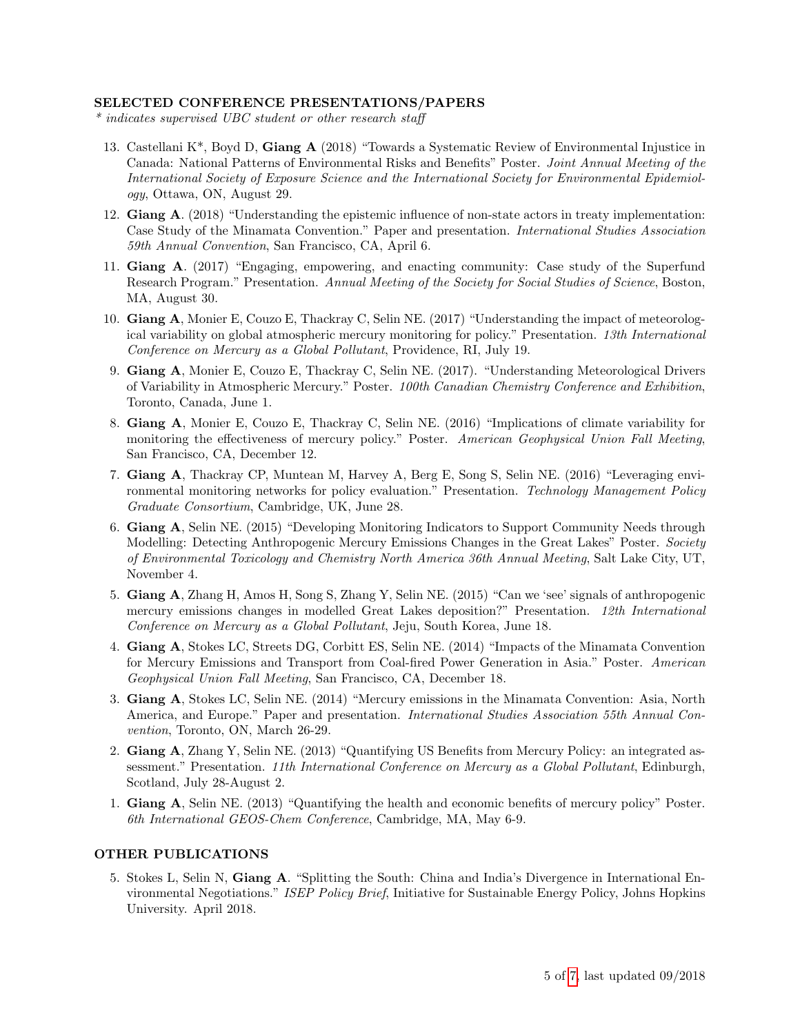## SELECTED CONFERENCE PRESENTATIONS/PAPERS

*\* indicates supervised UBC student or other research staff*

13. Castellani K*, Boyd D, **Giang A** (2018) "Towards a Systematic Review of Environmental Injustice in Canada: National Patterns of Environmental Risks and Benefits" Poster. *Joint Annual Meeting of the International Society of Exposure Science and the International Society for Environmental Epidemiology*, Ottawa, ON, August 29.
12. **Giang A**. (2018) "Understanding the epistemic influence of non-state actors in treaty implementation: Case Study of the Minamata Convention." Paper and presentation. *International Studies Association 59th Annual Convention*, San Francisco, CA, April 6.
11. **Giang A**. (2017) "Engaging, empowering, and enacting community: Case study of the Superfund Research Program." Presentation. *Annual Meeting of the Society for Social Studies of Science*, Boston, MA, August 30.
10. **Giang A**, Monier E, Couzo E, Thackray C, Selin NE. (2017) "Understanding the impact of meteorological variability on global atmospheric mercury monitoring for policy." Presentation. *13th International Conference on Mercury as a Global Pollutant*, Providence, RI, July 19.
9. **Giang A**, Monier E, Couzo E, Thackray C, Selin NE. (2017). "Understanding Meteorological Drivers of Variability in Atmospheric Mercury." Poster. *100th Canadian Chemistry Conference and Exhibition*, Toronto, Canada, June 1.
8. **Giang A**, Monier E, Couzo E, Thackray C, Selin NE. (2016) "Implications of climate variability for monitoring the effectiveness of mercury policy." Poster. *American Geophysical Union Fall Meeting*, San Francisco, CA, December 12.
7. **Giang A**, Thackray CP, Muntean M, Harvey A, Berg E, Song S, Selin NE. (2016) "Leveraging environmental monitoring networks for policy evaluation." Presentation. *Technology Management Policy Graduate Consortium*, Cambridge, UK, June 28.
6. **Giang A**, Selin NE. (2015) "Developing Monitoring Indicators to Support Community Needs through Modelling: Detecting Anthropogenic Mercury Emissions Changes in the Great Lakes" Poster. *Society of Environmental Toxicology and Chemistry North America 36th Annual Meeting*, Salt Lake City, UT, November 4.
5. **Giang A**, Zhang H, Amos H, Song S, Zhang Y, Selin NE. (2015) "Can we 'see' signals of anthropogenic mercury emissions changes in modelled Great Lakes deposition?" Presentation. *12th International Conference on Mercury as a Global Pollutant*, Jeju, South Korea, June 18.
4. **Giang A**, Stokes LC, Streets DG, Corbitt ES, Selin NE. (2014) "Impacts of the Minamata Convention for Mercury Emissions and Transport from Coal-fired Power Generation in Asia." Poster. *American Geophysical Union Fall Meeting*, San Francisco, CA, December 18.
3. **Giang A**, Stokes LC, Selin NE. (2014) "Mercury emissions in the Minamata Convention: Asia, North America, and Europe." Paper and presentation. *International Studies Association 55th Annual Convention*, Toronto, ON, March 26-29.
2. **Giang A**, Zhang Y, Selin NE. (2013) "Quantifying US Benefits from Mercury Policy: an integrated assessment." Presentation. *11th International Conference on Mercury as a Global Pollutant*, Edinburgh, Scotland, July 28-August 2.
1. **Giang A**, Selin NE. (2013) "Quantifying the health and economic benefits of mercury policy" Poster. *6th International GEOS-Chem Conference*, Cambridge, MA, May 6-9.

## OTHER PUBLICATIONS

5. Stokes L, Selin N, **Giang A**. "Splitting the South: China and India's Divergence in International Environmental Negotiations." *ISEP Policy Brief*, Initiative for Sustainable Energy Policy, Johns Hopkins University. April 2018.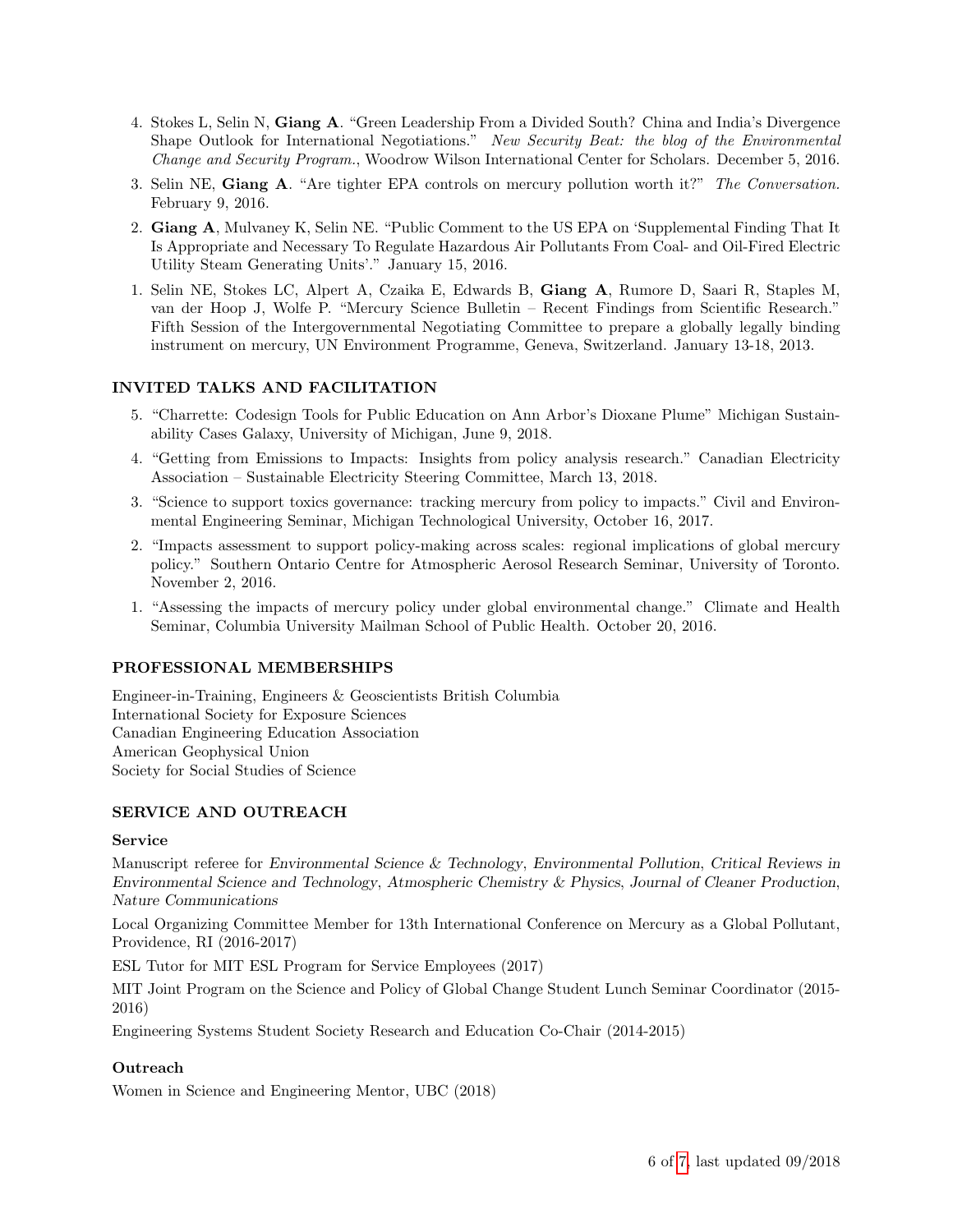4. Stokes L, Selin N, **Giang A**. "Green Leadership From a Divided South? China and India's Divergence Shape Outlook for International Negotiations." *New Security Beat: the blog of the Environmental Change and Security Program.*, Woodrow Wilson International Center for Scholars. December 5, 2016.
3. Selin NE, **Giang A**. "Are tighter EPA controls on mercury pollution worth it?" *The Conversation.* February 9, 2016.
2. **Giang A**, Mulvaney K, Selin NE. "Public Comment to the US EPA on 'Supplemental Finding That It Is Appropriate and Necessary To Regulate Hazardous Air Pollutants From Coal- and Oil-Fired Electric Utility Steam Generating Units'." January 15, 2016.
1. Selin NE, Stokes LC, Alpert A, Czaika E, Edwards B, **Giang A**, Rumore D, Saari R, Staples M, van der Hoop J, Wolfe P. "Mercury Science Bulletin – Recent Findings from Scientific Research." Fifth Session of the Intergovernmental Negotiating Committee to prepare a globally legally binding instrument on mercury, UN Environment Programme, Geneva, Switzerland. January 13-18, 2013.

## INVITED TALKS AND FACILITATION

5. "Charrette: Codesign Tools for Public Education on Ann Arbor's Dioxane Plume" Michigan Sustainability Cases Galaxy, University of Michigan, June 9, 2018.
4. "Getting from Emissions to Impacts: Insights from policy analysis research." Canadian Electricity Association – Sustainable Electricity Steering Committee, March 13, 2018.
3. "Science to support toxics governance: tracking mercury from policy to impacts." Civil and Environmental Engineering Seminar, Michigan Technological University, October 16, 2017.
2. "Impacts assessment to support policy-making across scales: regional implications of global mercury policy." Southern Ontario Centre for Atmospheric Aerosol Research Seminar, University of Toronto. November 2, 2016.
1. "Assessing the impacts of mercury policy under global environmental change." Climate and Health Seminar, Columbia University Mailman School of Public Health. October 20, 2016.

## PROFESSIONAL MEMBERSHIPS

Engineer-in-Training, Engineers & Geoscientists British Columbia
International Society for Exposure Sciences
Canadian Engineering Education Association
American Geophysical Union
Society for Social Studies of Science

## SERVICE AND OUTREACH

### Service

Manuscript referee for *Environmental Science & Technology*, *Environmental Pollution*, *Critical Reviews in Environmental Science and Technology*, *Atmospheric Chemistry & Physics*, *Journal of Cleaner Production*, *Nature Communications*

Local Organizing Committee Member for 13th International Conference on Mercury as a Global Pollutant, Providence, RI (2016-2017)

ESL Tutor for MIT ESL Program for Service Employees (2017)

MIT Joint Program on the Science and Policy of Global Change Student Lunch Seminar Coordinator (2015-2016)

Engineering Systems Student Society Research and Education Co-Chair (2014-2015)

### Outreach

Women in Science and Engineering Mentor, UBC (2018)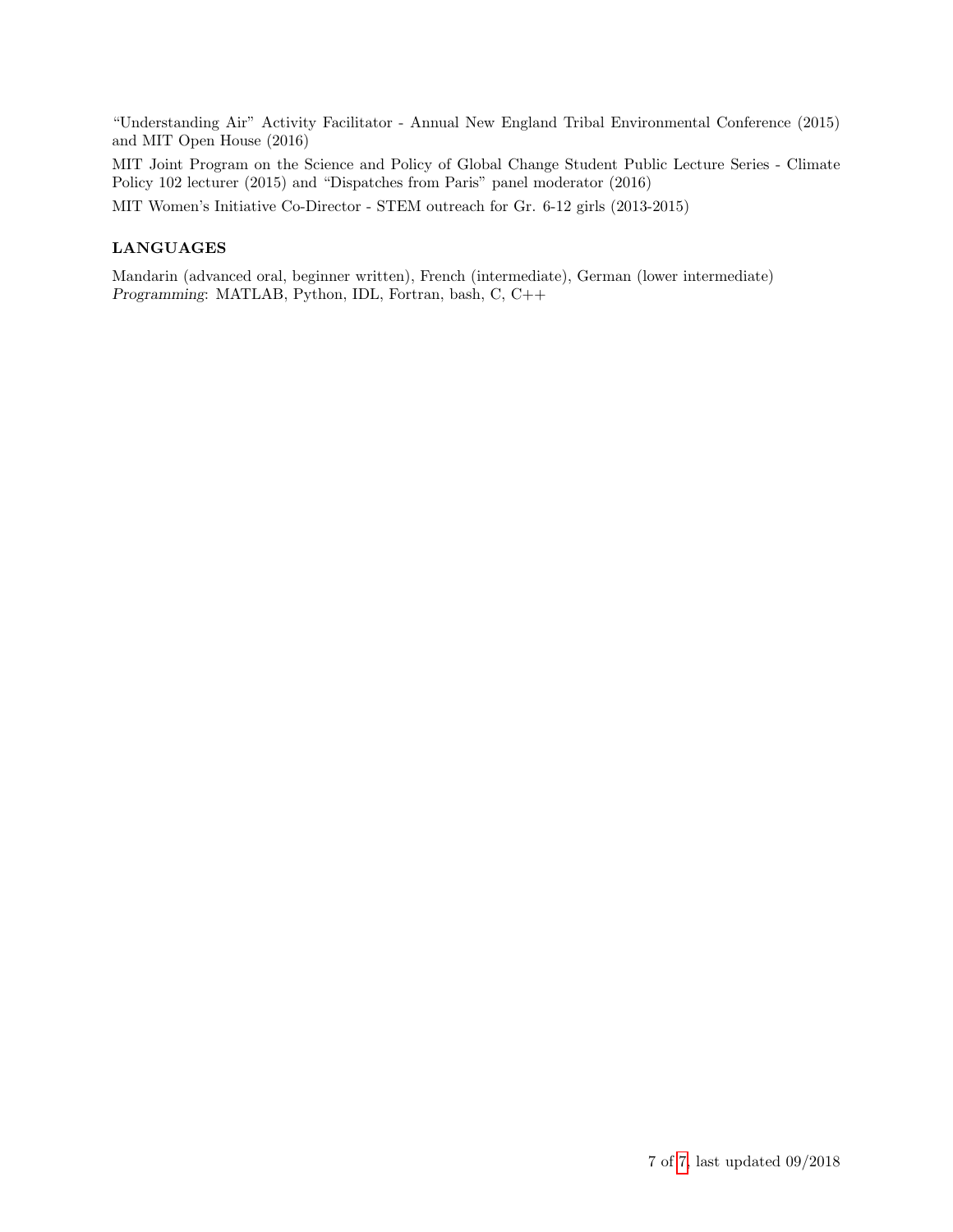"Understanding Air" Activity Facilitator - Annual New England Tribal Environmental Conference (2015) and MIT Open House (2016)

MIT Joint Program on the Science and Policy of Global Change Student Public Lecture Series - Climate Policy 102 lecturer (2015) and "Dispatches from Paris" panel moderator (2016)

MIT Women's Initiative Co-Director - STEM outreach for Gr. 6-12 girls (2013-2015)

## LANGUAGES

Mandarin (advanced oral, beginner written), French (intermediate), German (lower intermediate)
*Programming*: MATLAB, Python, IDL, Fortran, bash, C, C++